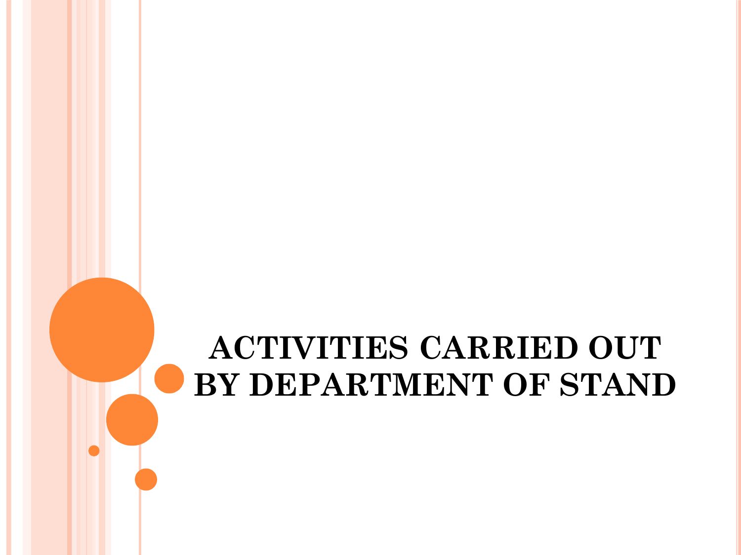# ACTIVITIES CARRIED OUT BY DEPARTMENT OF STAND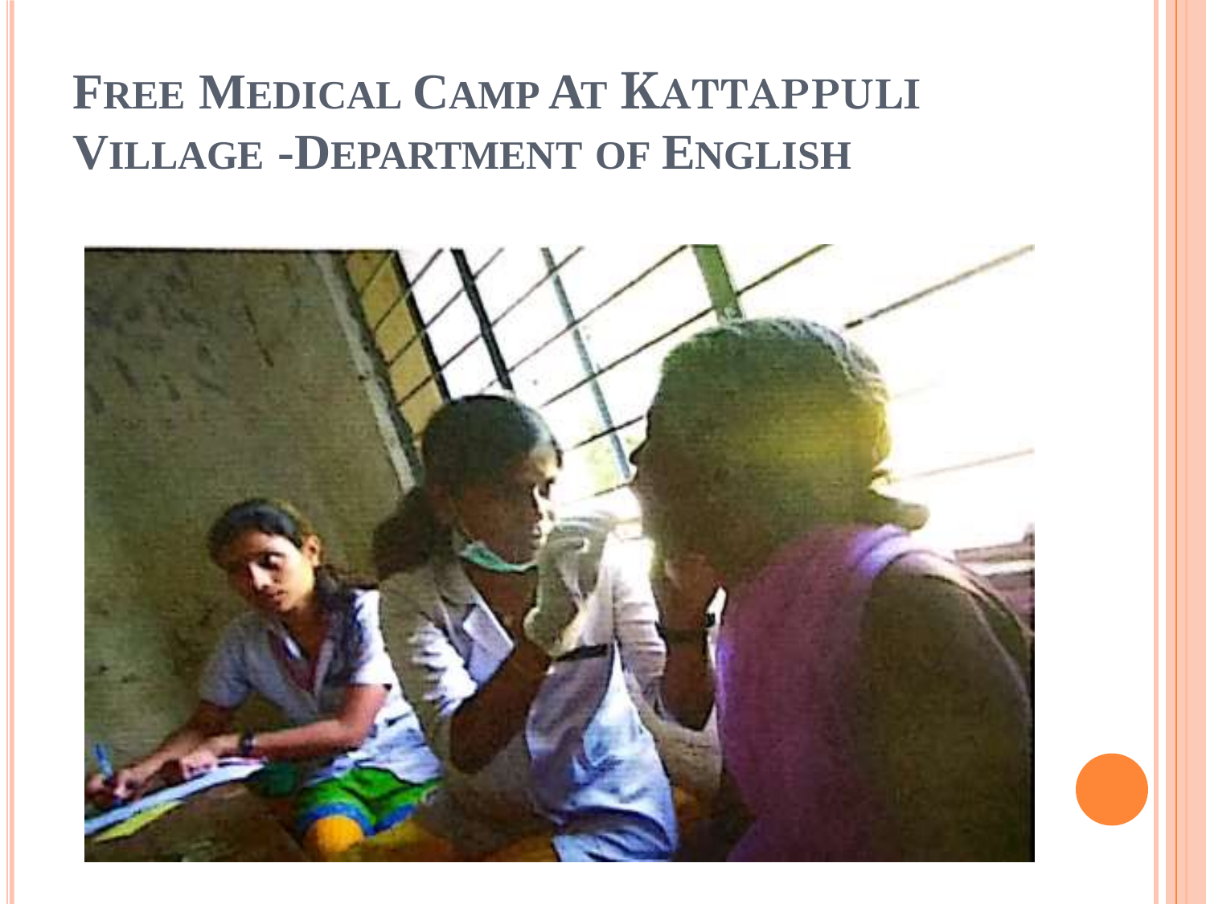# Free Medical Camp At Kattappuli Village -Department of English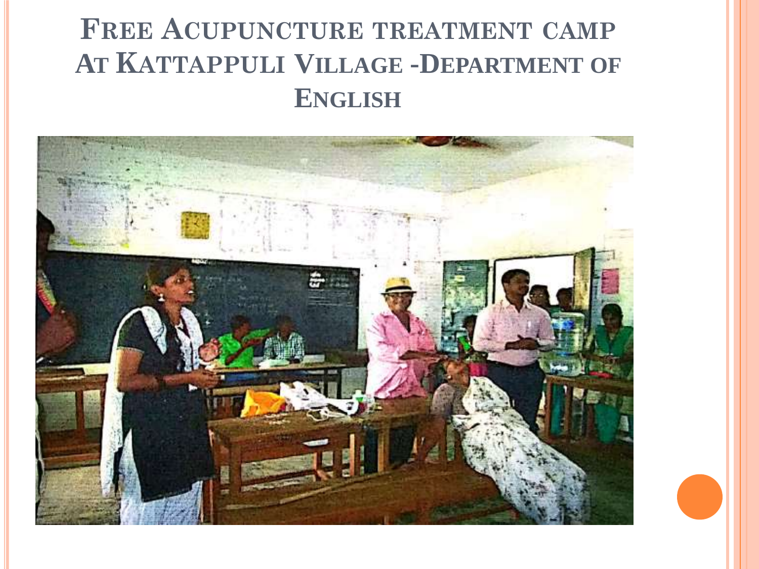# Free Acupuncture treatment camp At Kattappuli Village -Department of English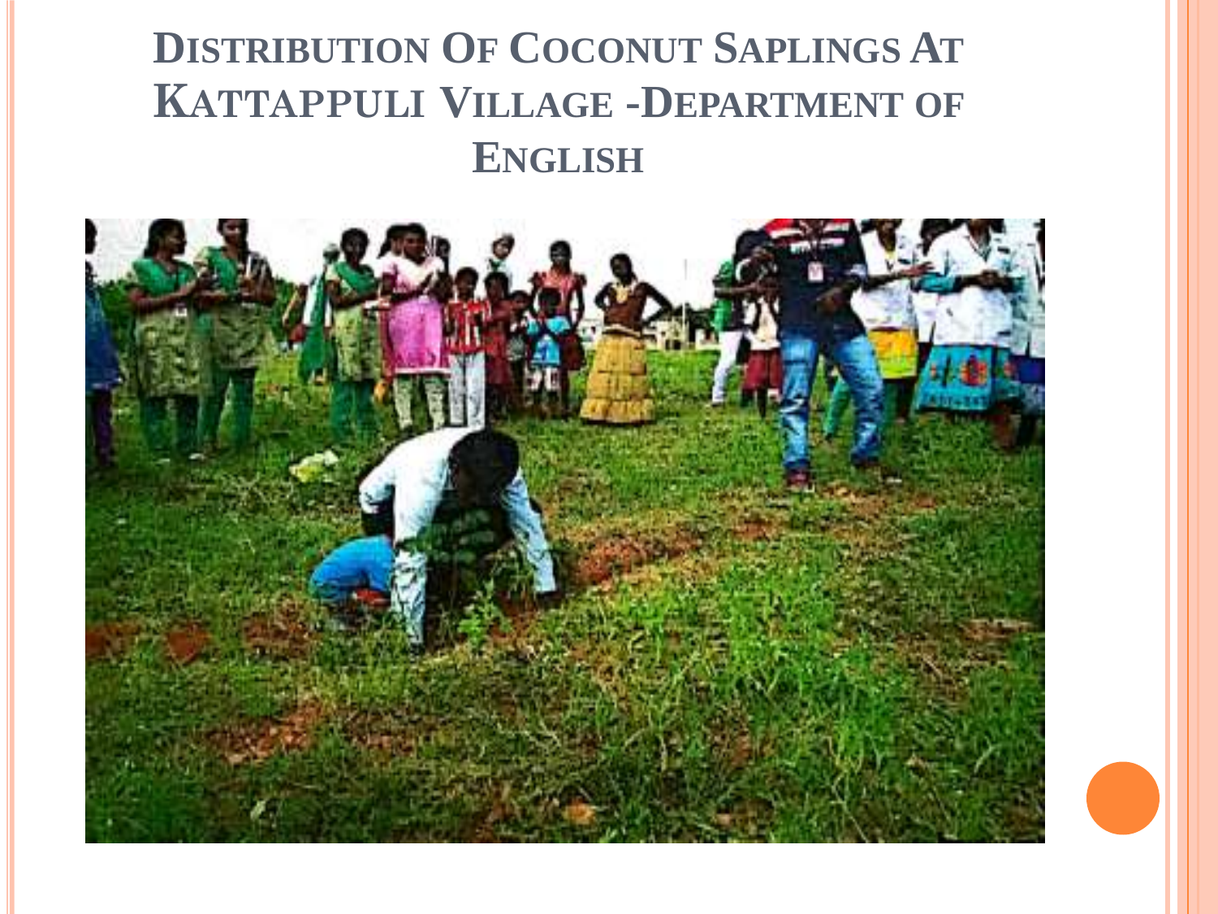# Distribution Of Coconut Saplings At Kattappuli Village -Department of English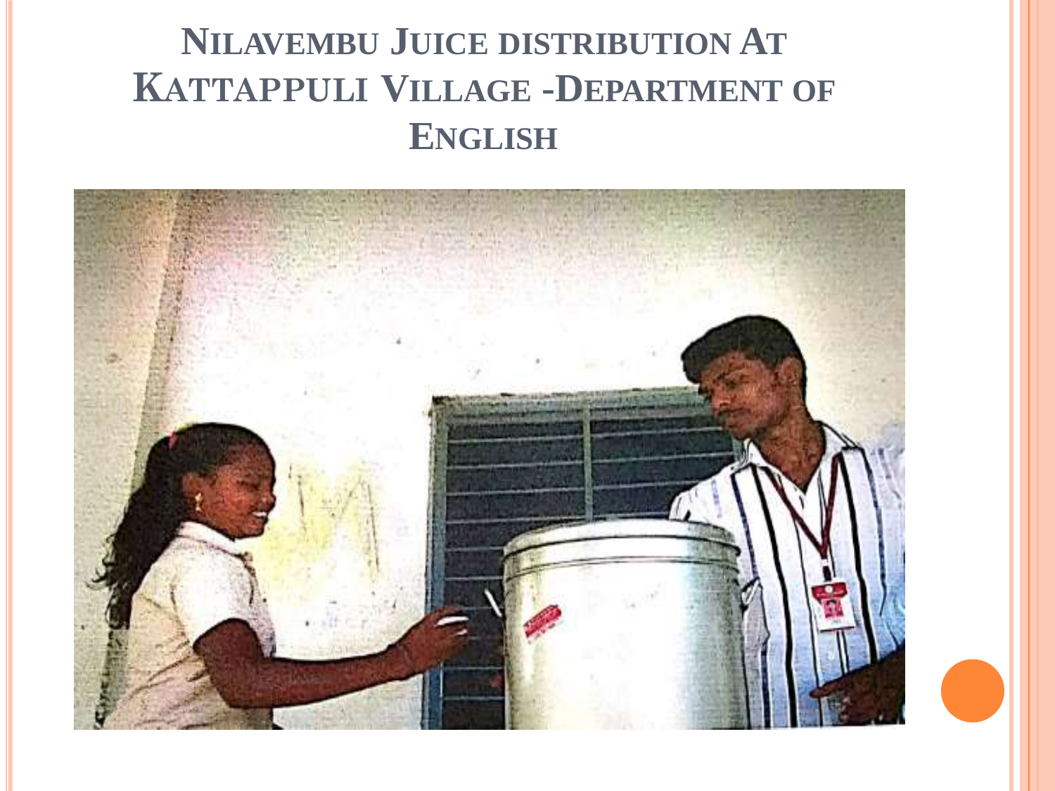# Nilavembu Juice distribution At Kattappuli Village -Department of English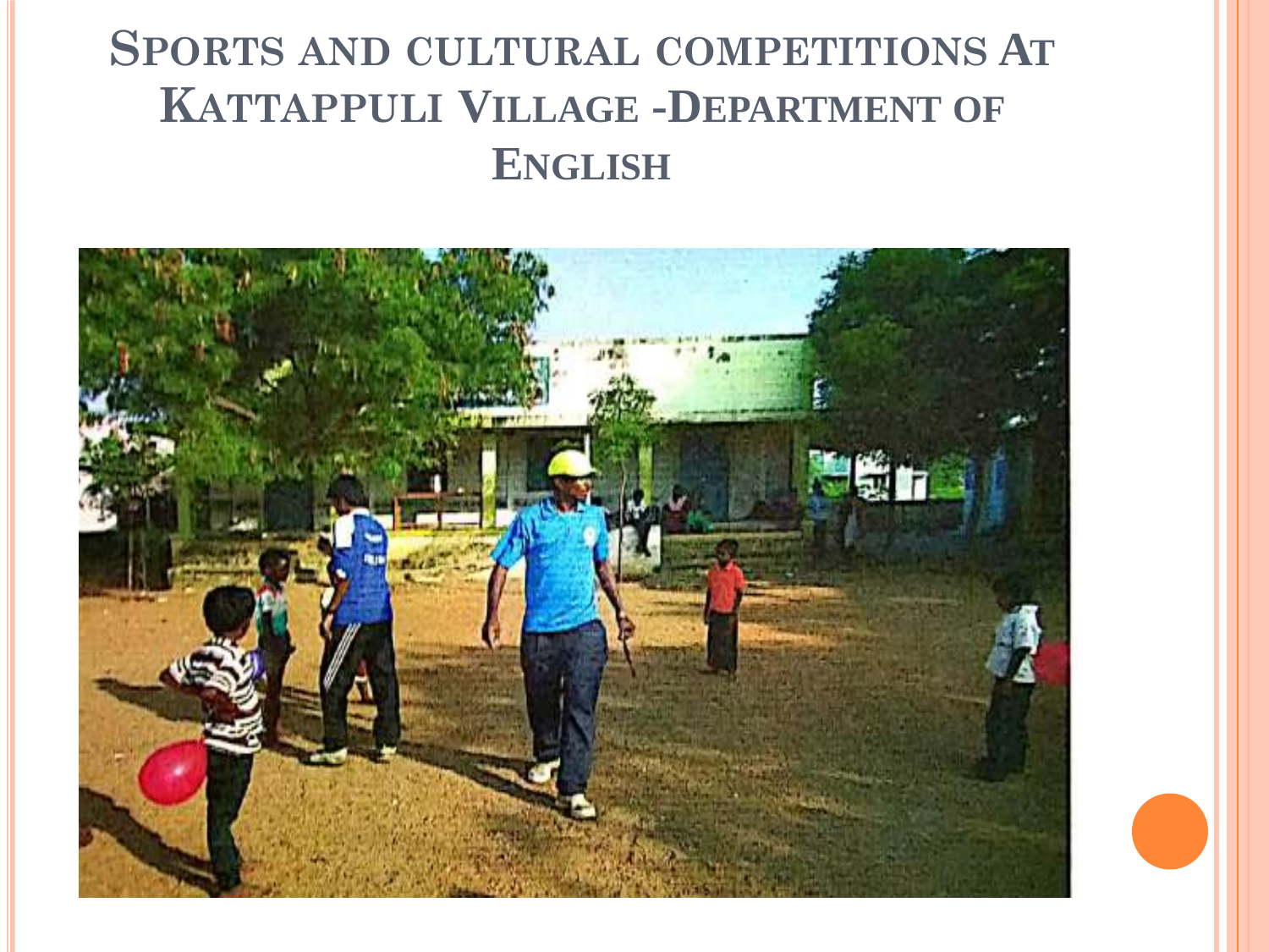# Sports and cultural competitions At Kattappuli Village -Department of English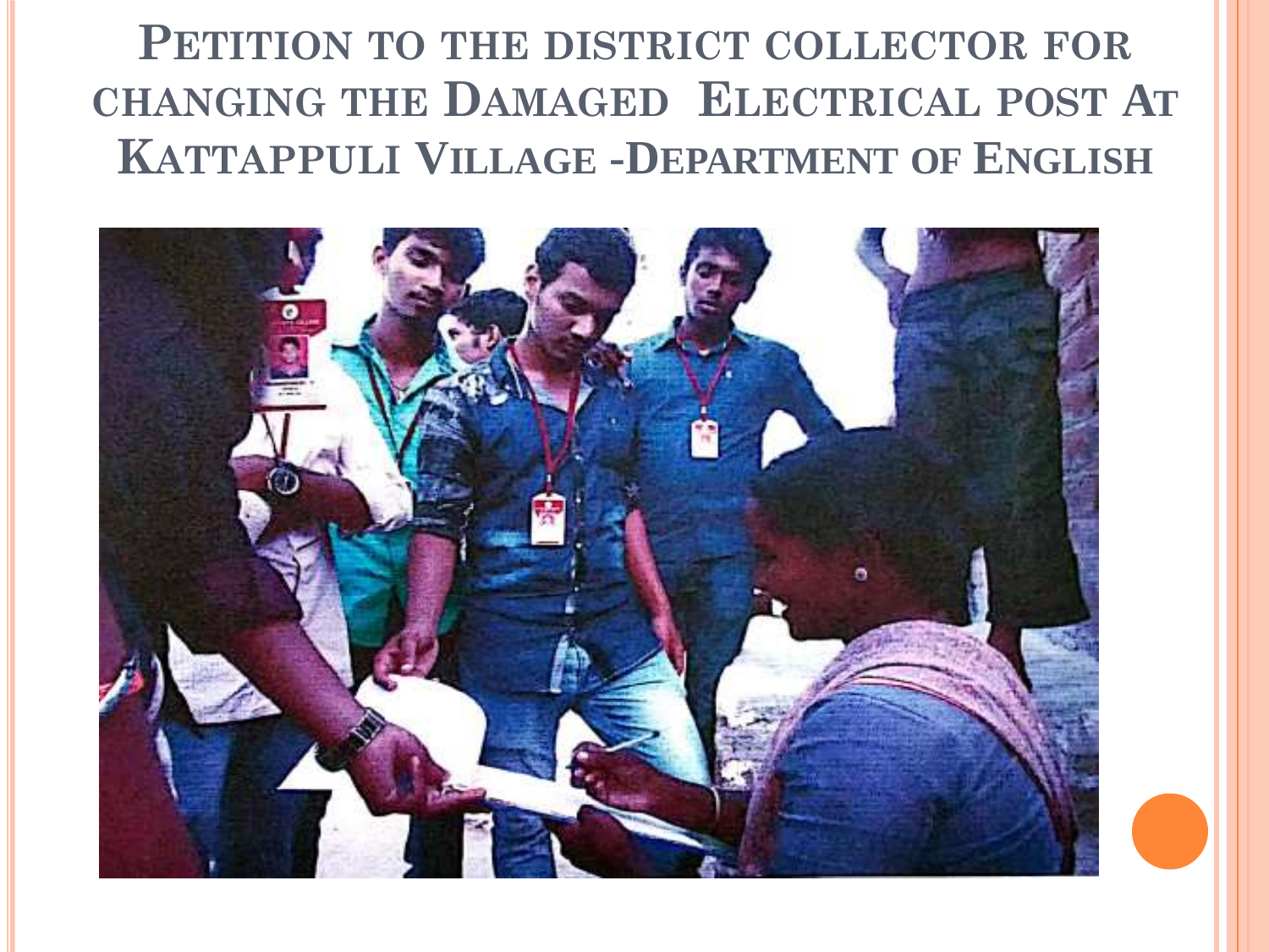# Petition to the district collector for changing the Damaged Electrical post At Kattappuli Village -Department of English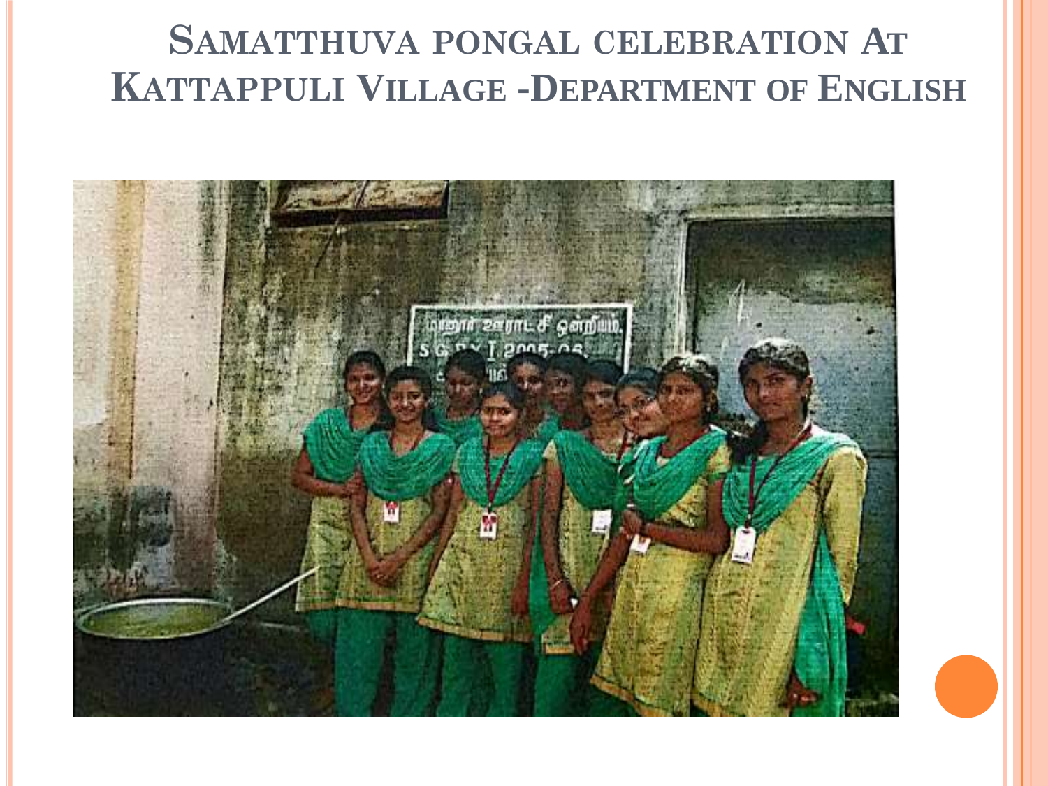# Samatthuva pongal celebration At Kattappuli Village -Department of English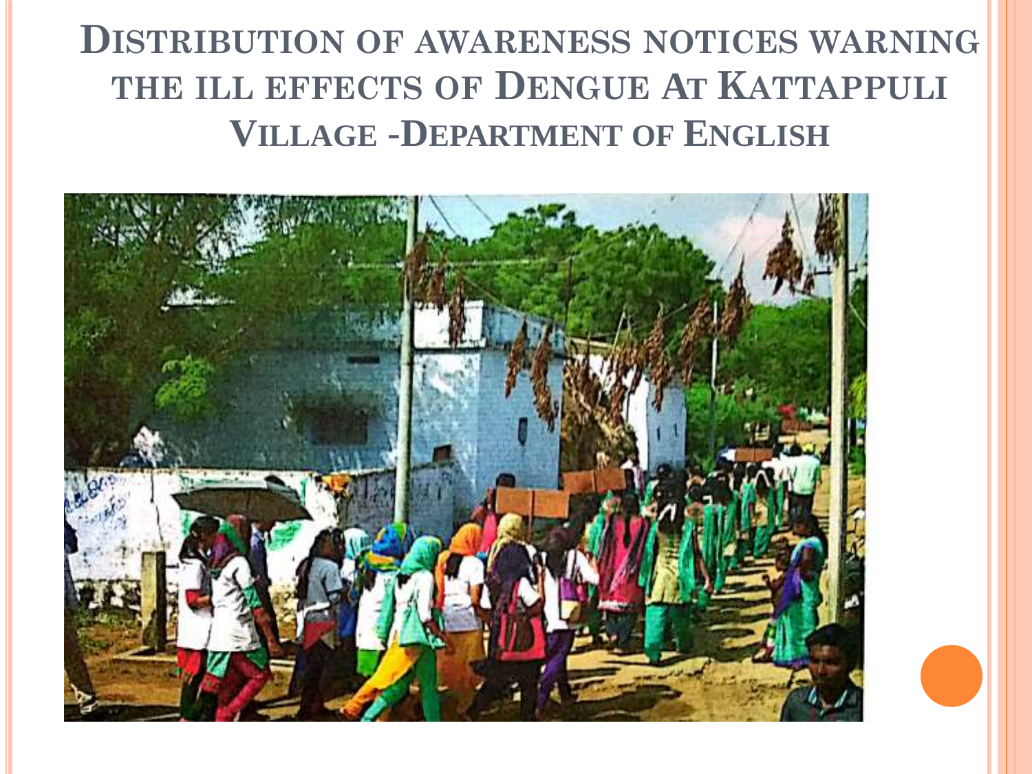# Distribution of awareness notices warning the ill effects of Dengue At Kattappuli Village -Department of English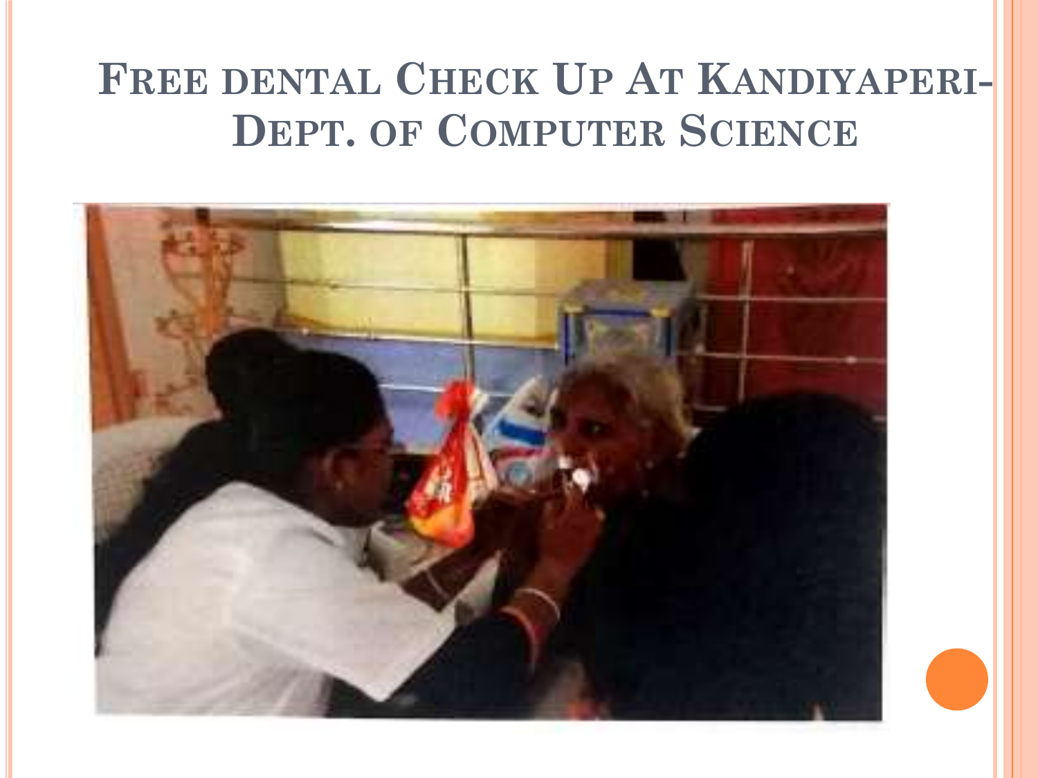# Free dental Check Up At Kandiyaperi- Dept. of Computer Science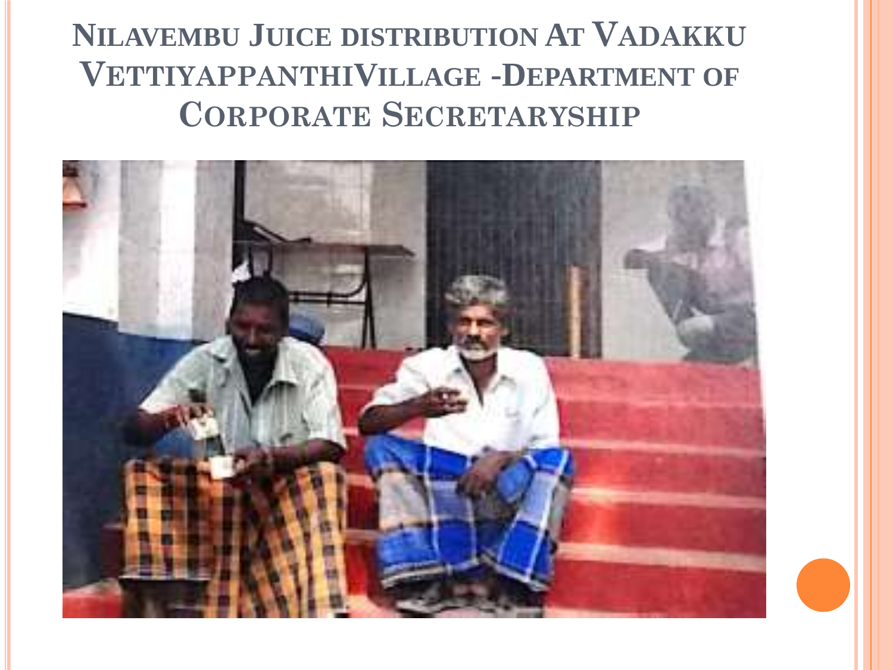# Nilavembu Juice distribution At Vadakku VettiyappanthiVillage -Department of Corporate Secretaryship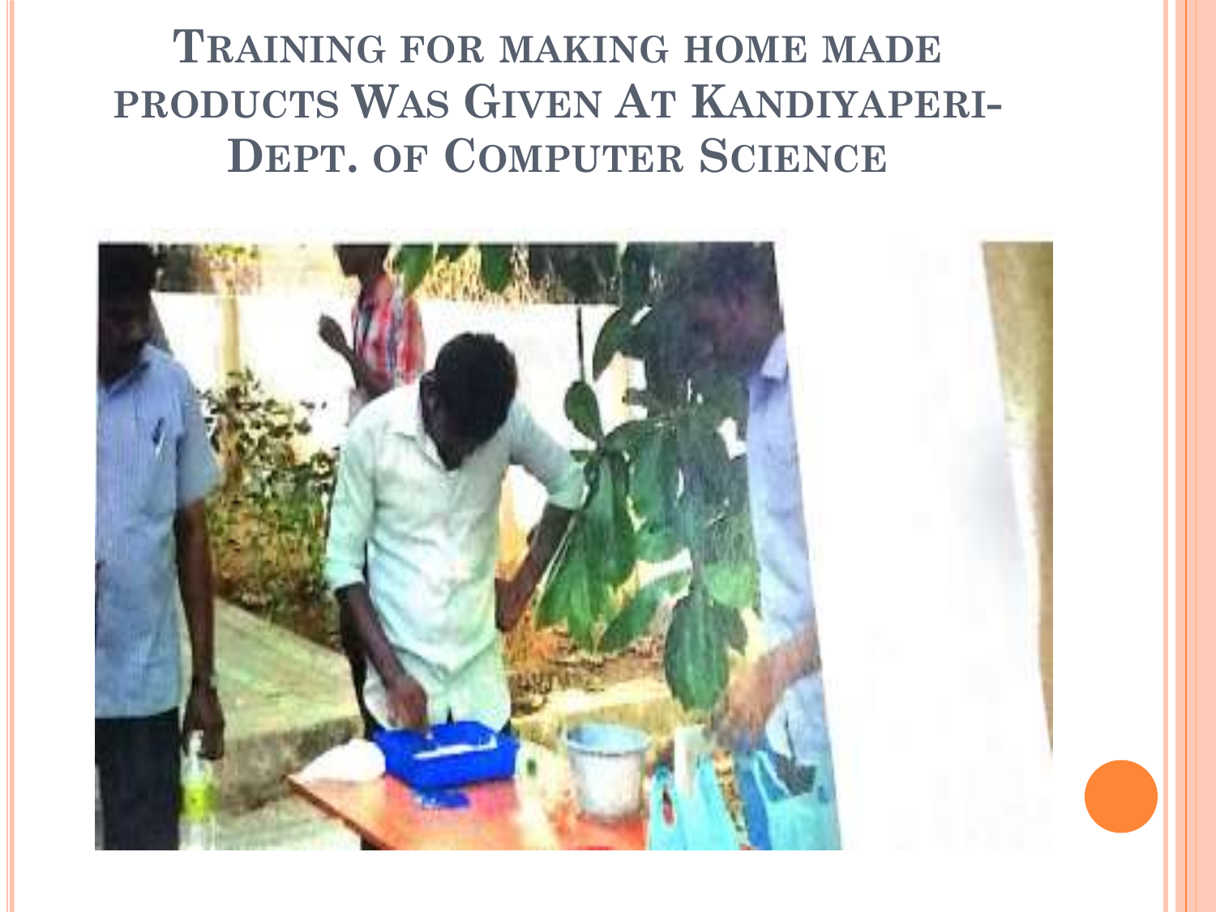# Training for making home made products Was Given At Kandiyaperi- Dept. of Computer Science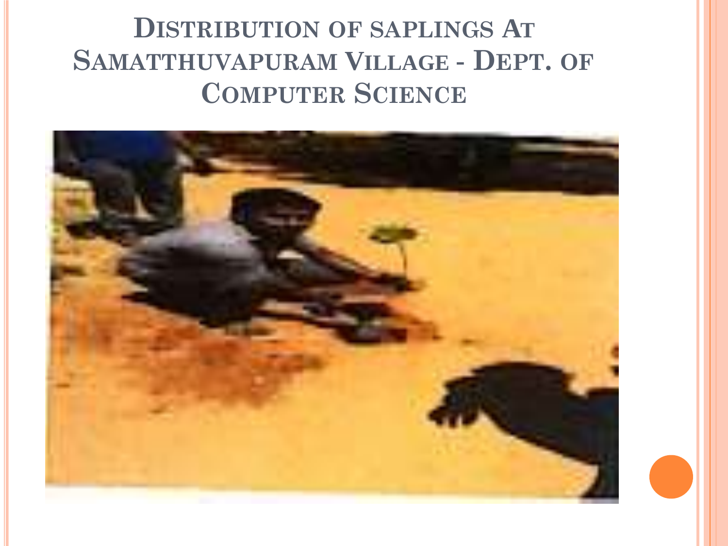# Distribution of saplings At Samatthuvapuram Village - Dept. of Computer Science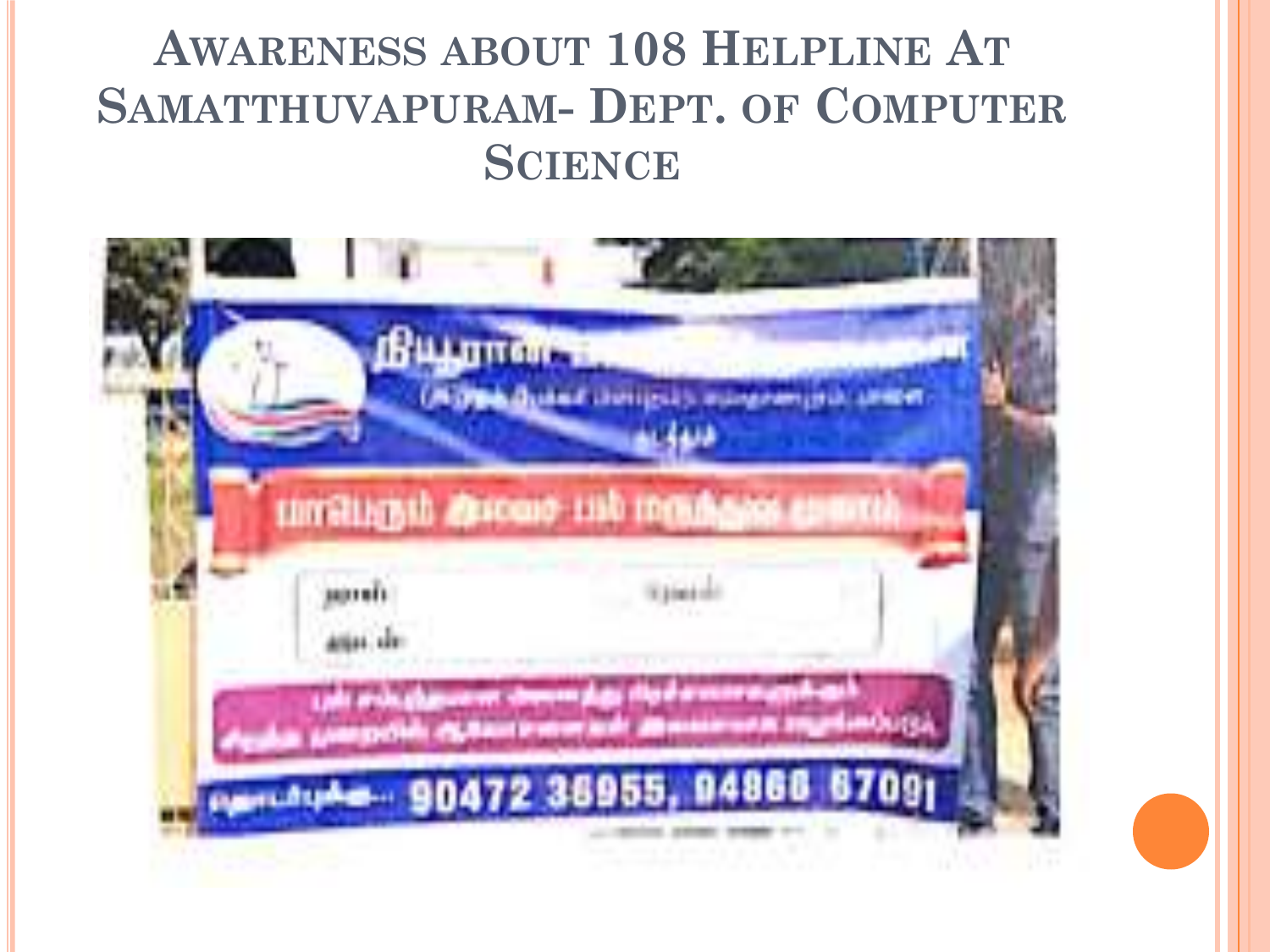# Awareness about 108 Helpline At Samatthuvapuram- Dept. of Computer Science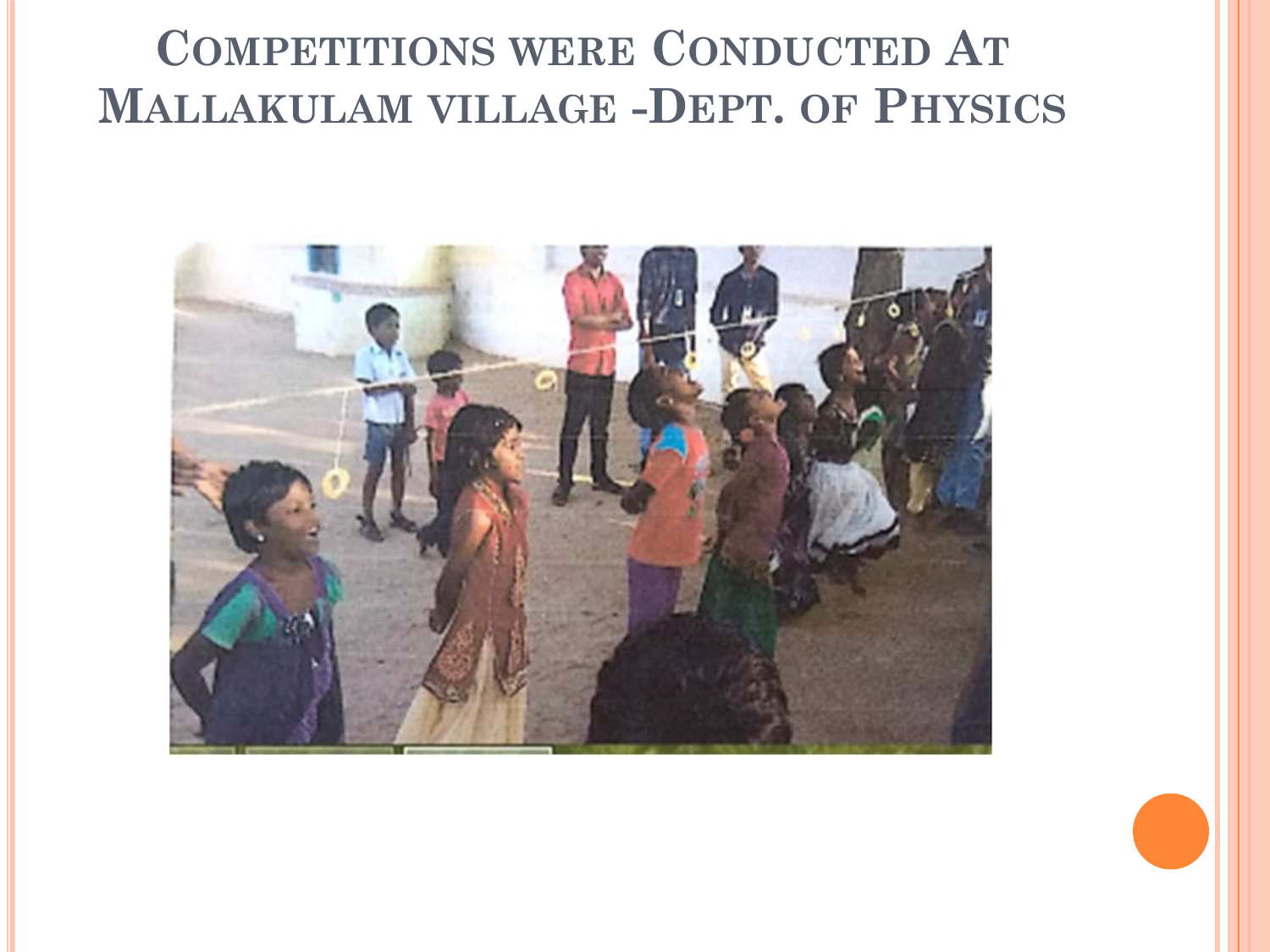# Competitions were Conducted At Mallakulam village -Dept. of Physics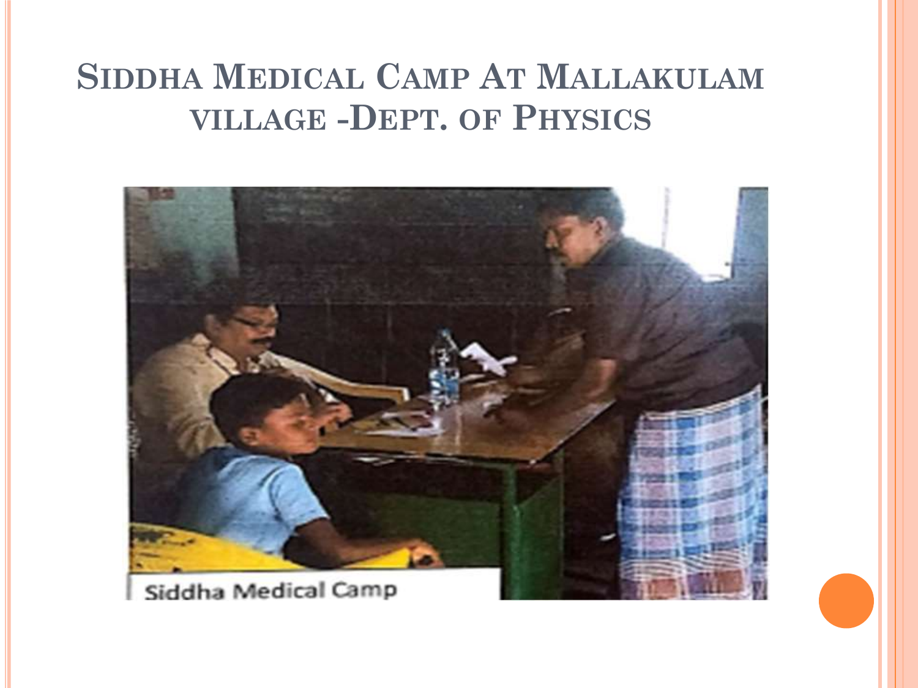# Siddha Medical Camp At Mallakulam village -Dept. of Physics

Siddha Medical Camp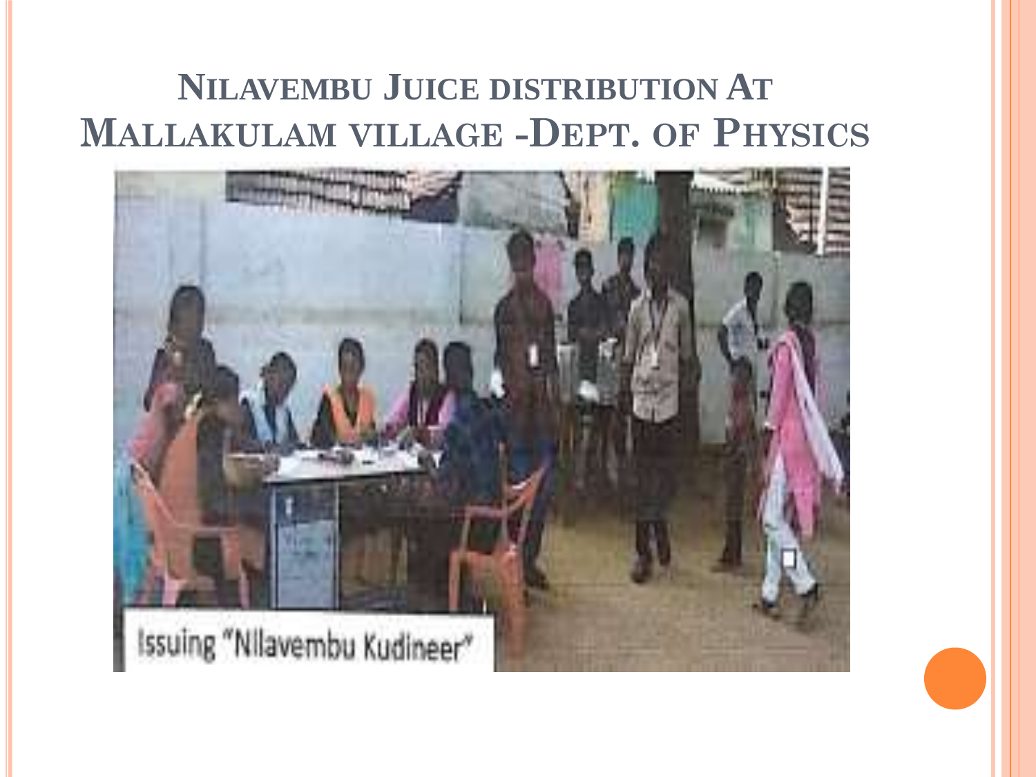# Nilavembu Juice distribution At Mallakulam village -Dept. of Physics

Issuing "Nilavembu Kudineer"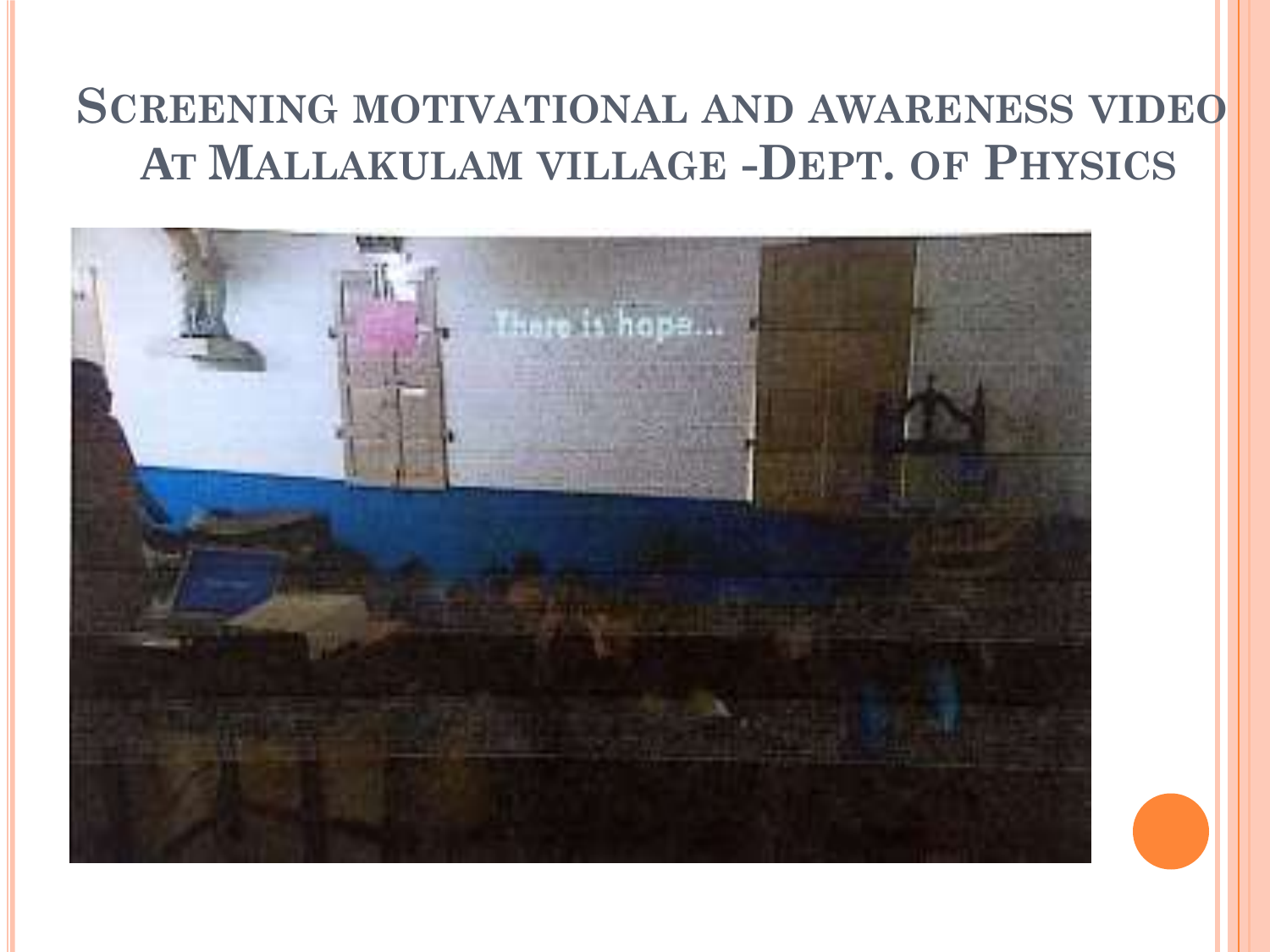# Screening motivational and awareness video At Mallakulam village -Dept. of Physics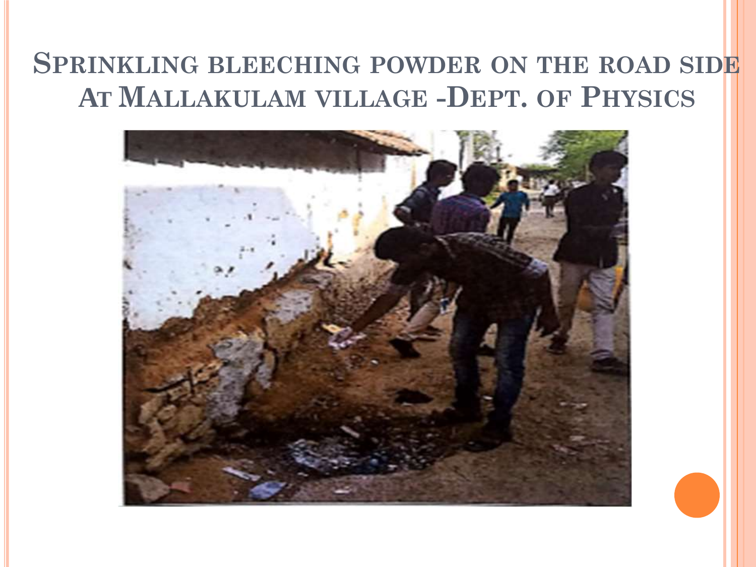# Sprinkling bleeching powder on the road side At Mallakulam village -Dept. of Physics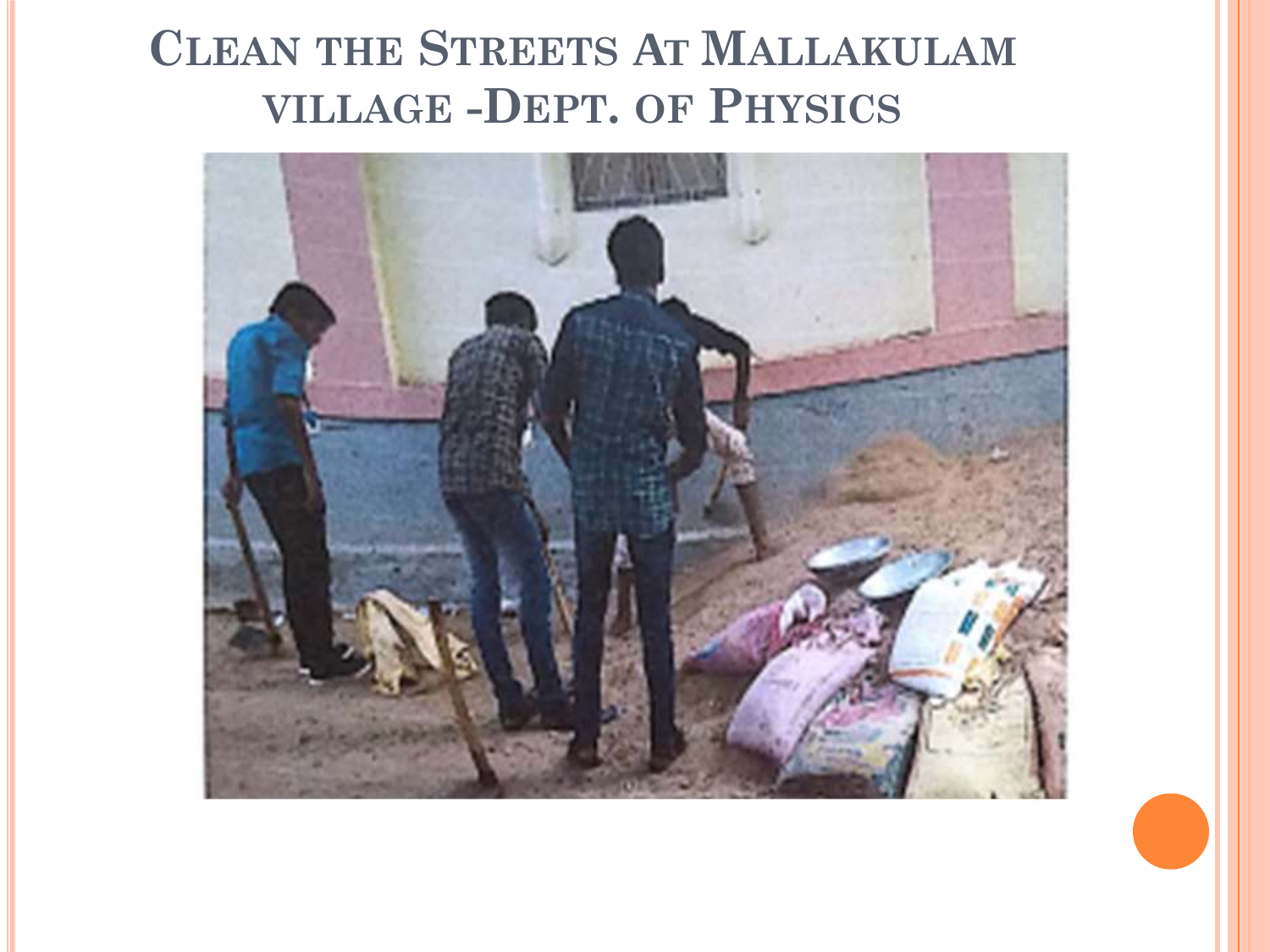# Clean the Streets At Mallakulam village -Dept. of Physics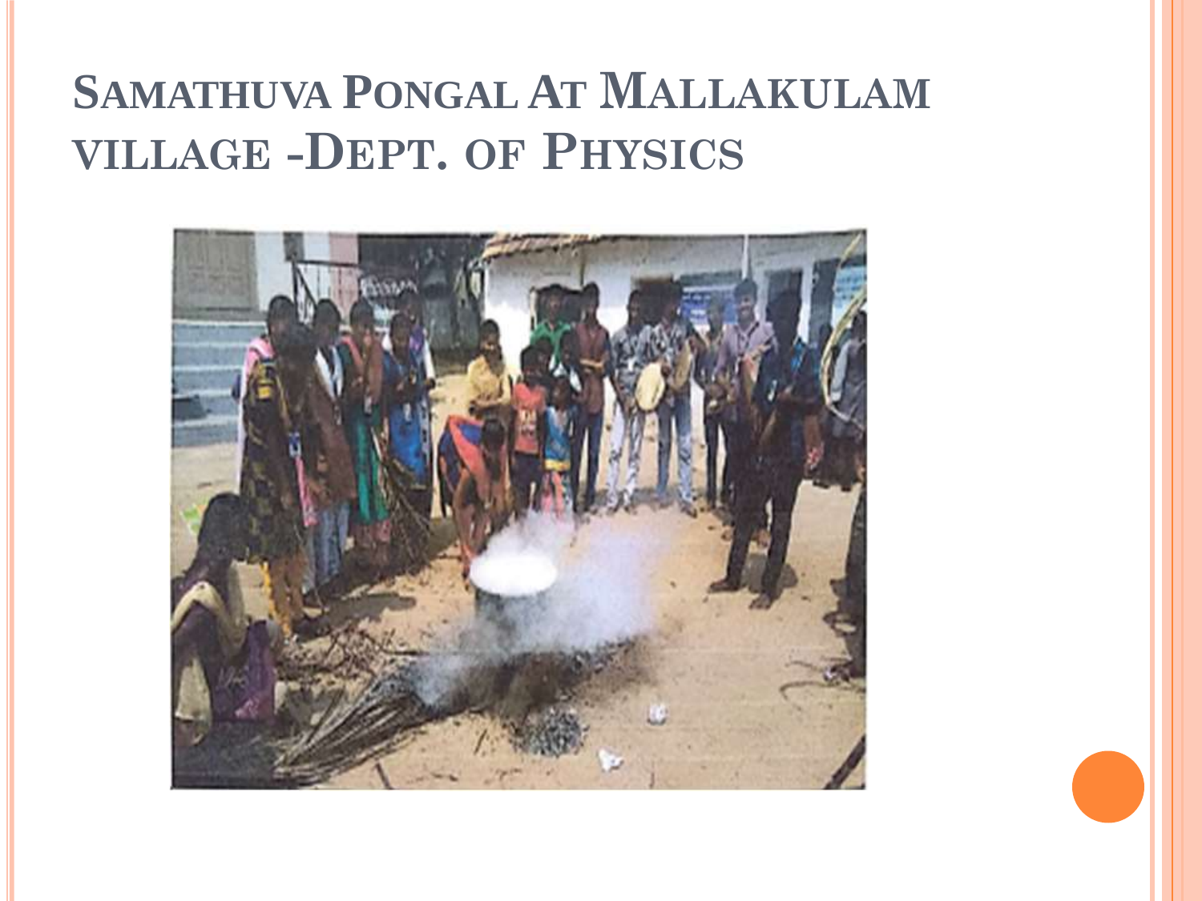# Samathuva Pongal At Mallakulam village -Dept. of Physics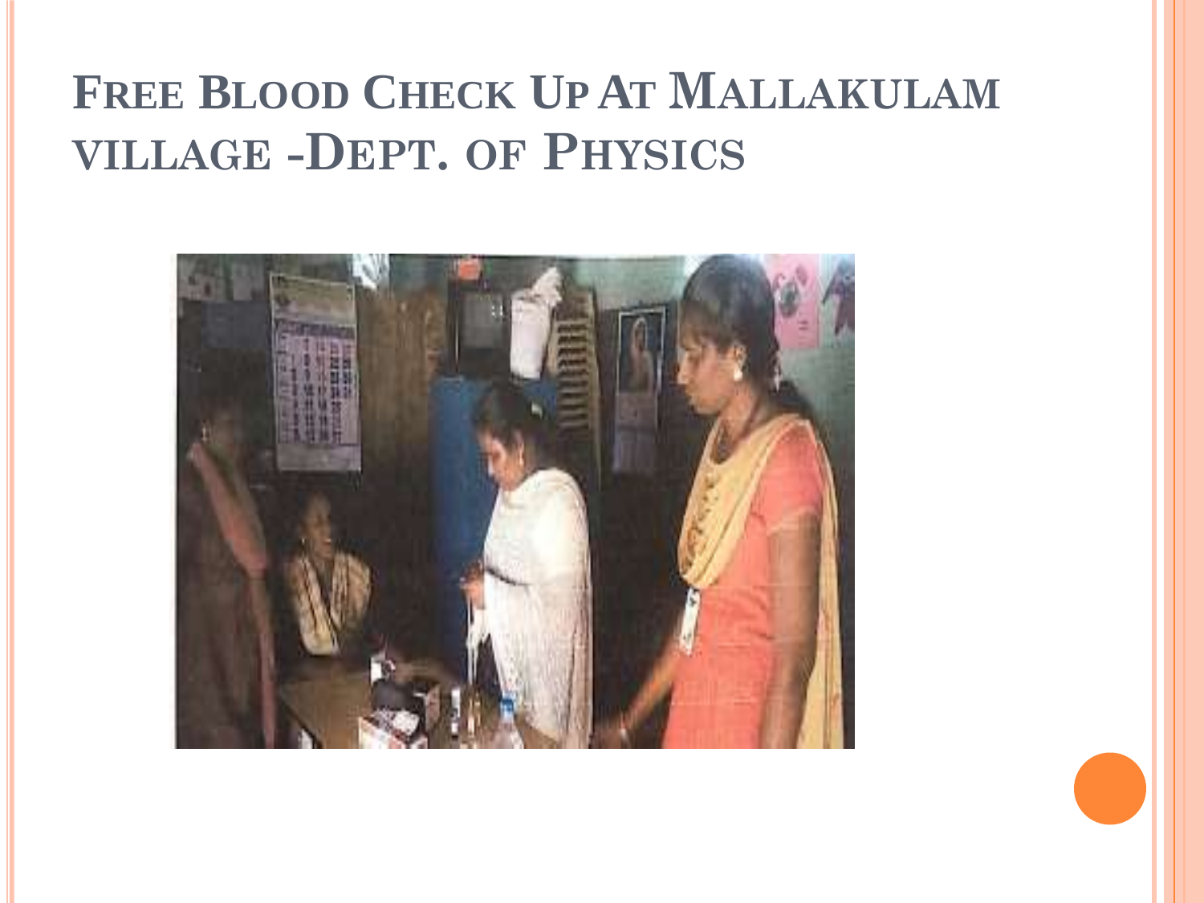# Free Blood Check Up At Mallakulam village -Dept. of Physics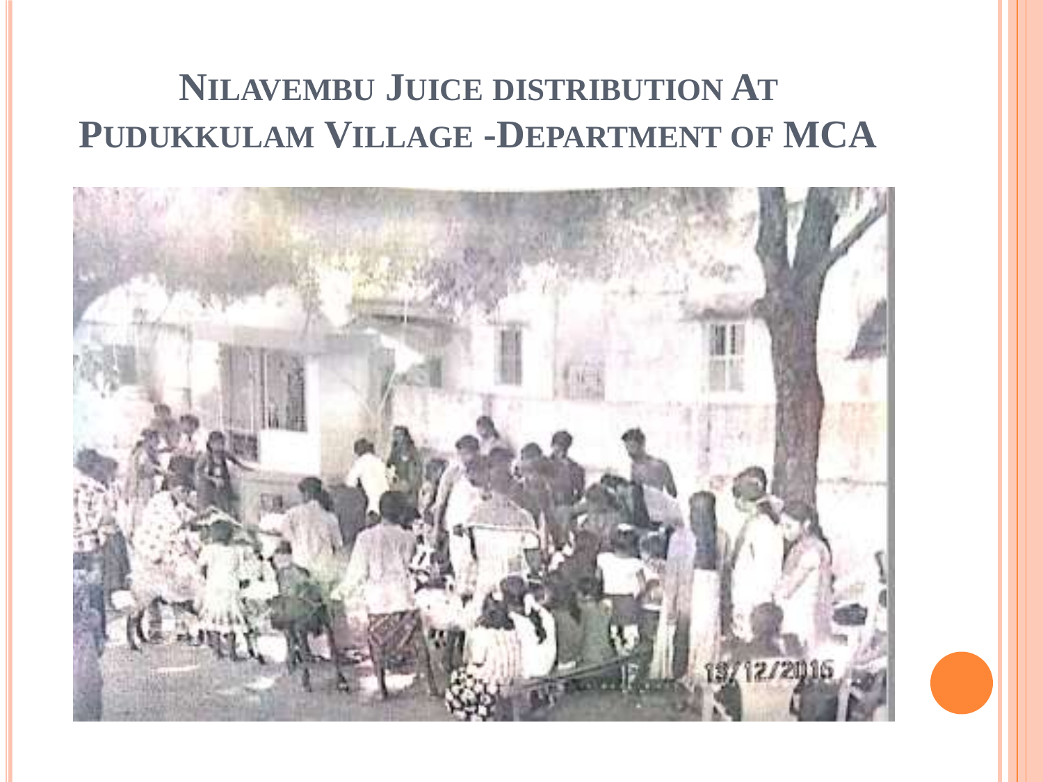# Nilavembu Juice distribution At Pudukkulam Village -Department of MCA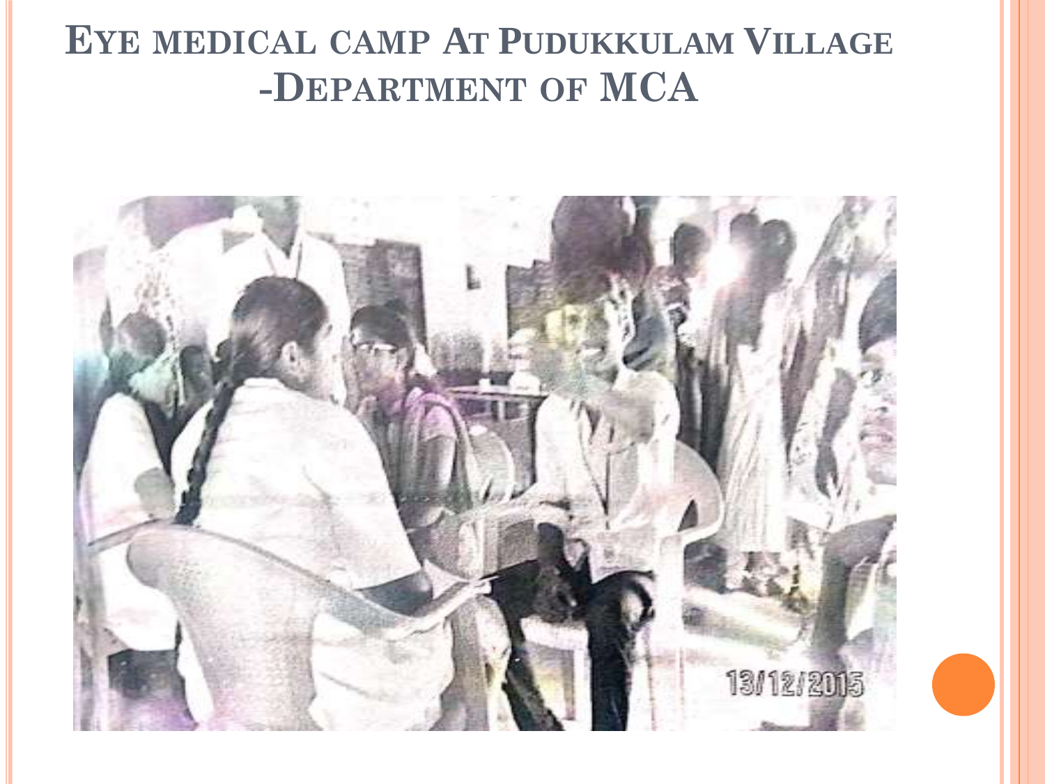# Eye medical camp At Pudukkulam Village -Department of MCA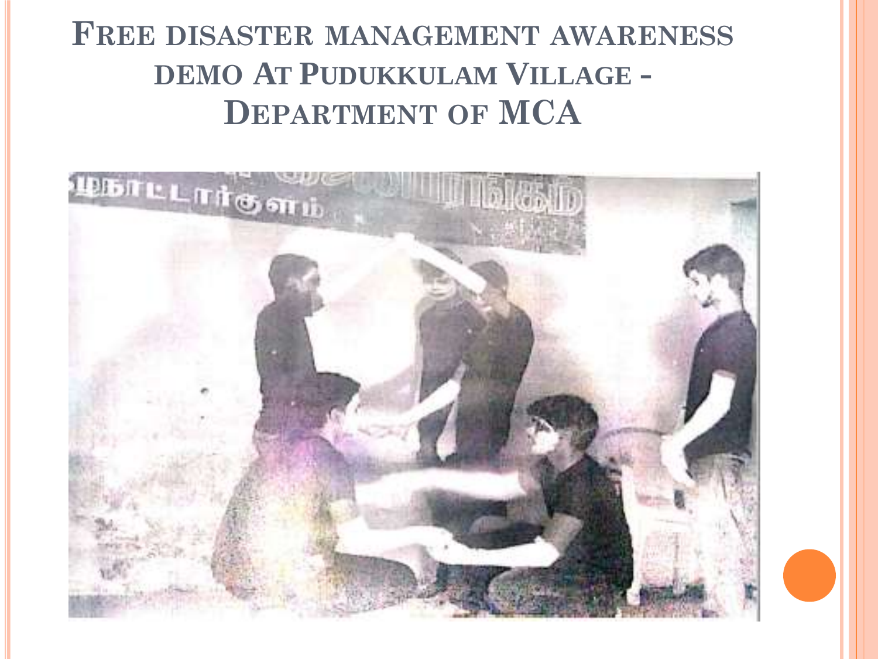# Free disaster management awareness demo At Pudukkulam Village - Department of MCA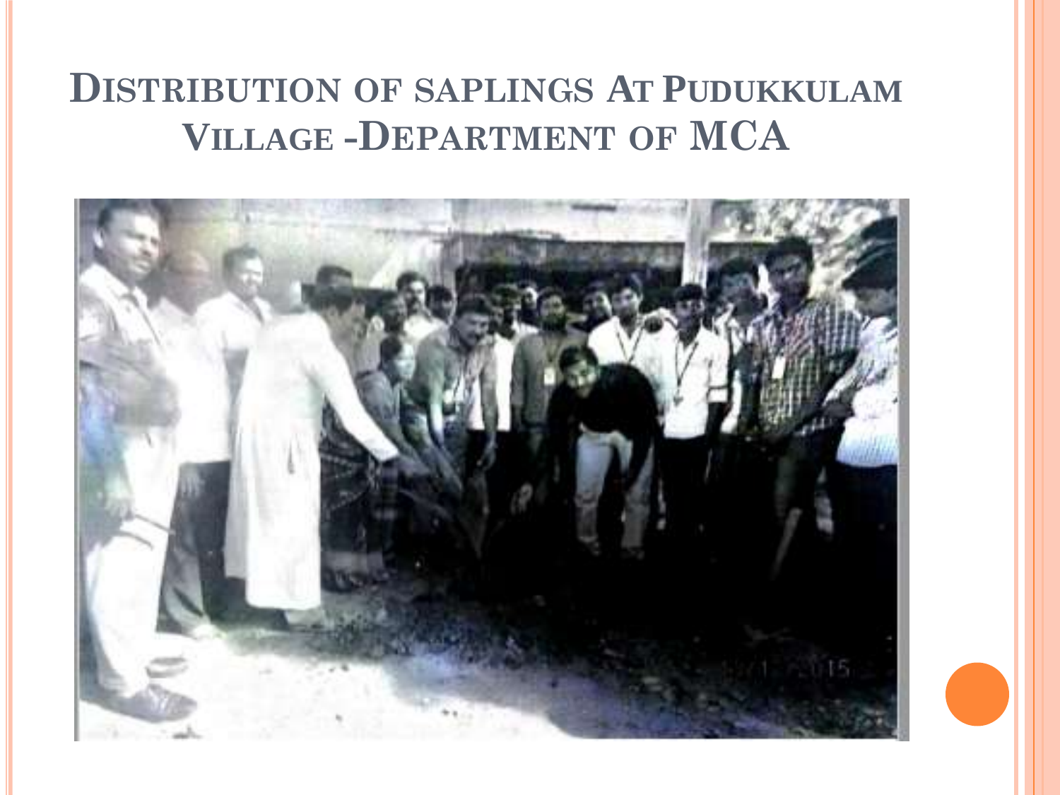# Distribution of saplings At Pudukkulam Village -Department of MCA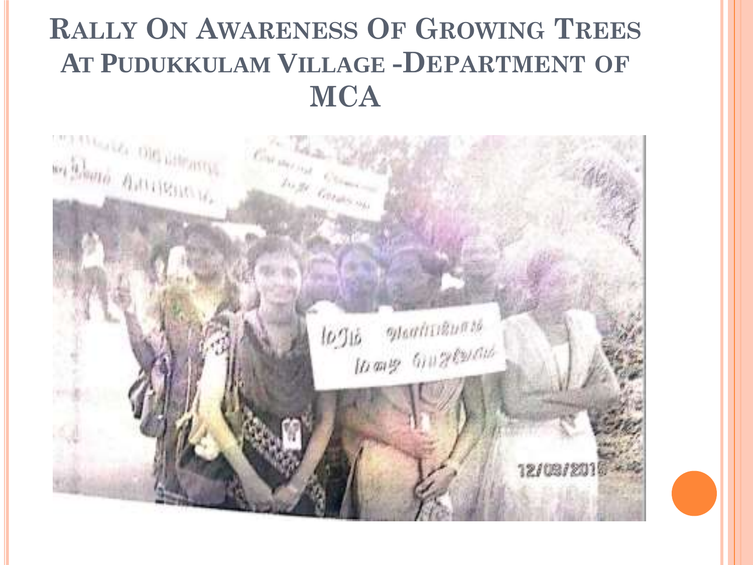# Rally On Awareness Of Growing Trees At Pudukkulam Village -Department of MCA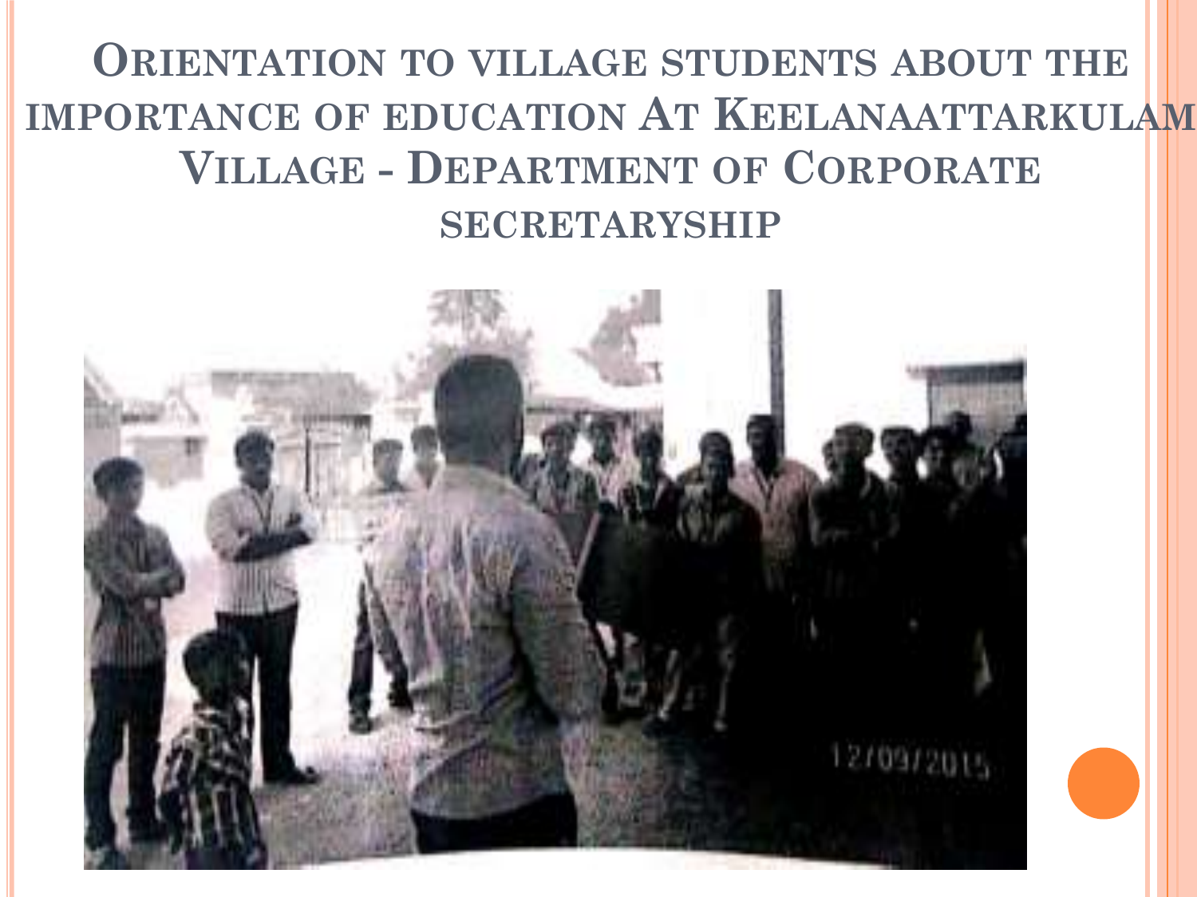# Orientation to village students about the importance of education At Keelanaattarkulam Village - Department of Corporate secretaryship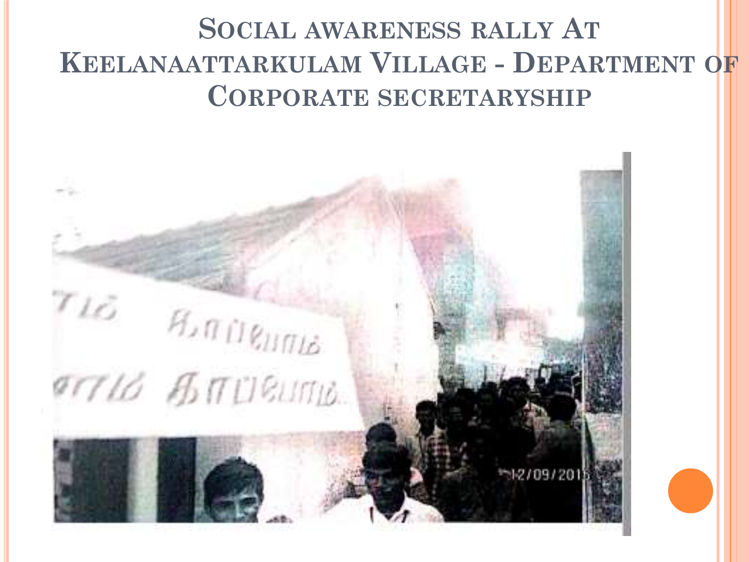# Social awareness rally At Keelanaattarkulam Village - Department of Corporate secretaryship